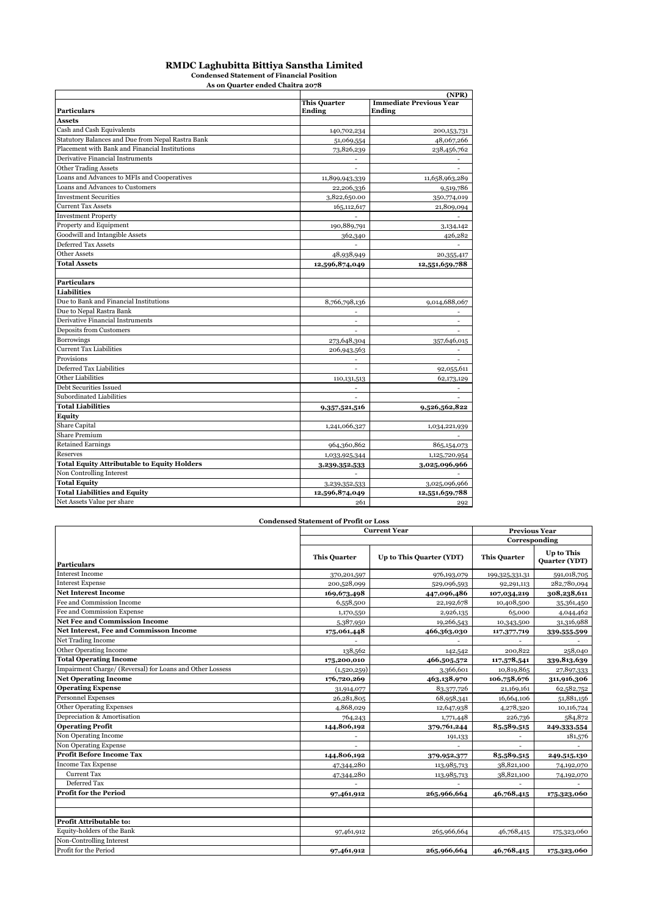# RMDC Laghubitta Bittiya Sanstha Limited

**Condensed Statement of Financial Position**

**As on Quarter ended Chaitra 2078**

| | | (NPR) |
|---|---|---|
| **Particulars** | **This Quarter Ending** | **Immediate Previous Year Ending** |
| **Assets** | | |
| Cash and Cash Equivalents | 140,702,234 | 200,153,731 |
| Statutory Balances and Due from Nepal Rastra Bank | 51,069,554 | 48,067,266 |
| Placement with Bank and Financial Institutions | 73,826,239 | 238,456,762 |
| Derivative Financial Instruments | - | - |
| Other Trading Assets | - | - |
| Loans and Advances to MFIs and Cooperatives | 11,899,943,339 | 11,658,963,289 |
| Loans and Advances to Customers | 22,206,336 | 9,519,786 |
| Investment Securities | 3,822,650.00 | 350,774,019 |
| Current Tax Assets | 165,112,617 | 21,809,094 |
| Investment Property | - | - |
| Property and Equipment | 190,889,791 | 3,134,142 |
| Goodwill and Intangible Assets | 362,340 | 426,282 |
| Deferred Tax Assets | - | - |
| Other Assets | 48,938,949 | 20,355,417 |
| **Total Assets** | **12,596,874,049** | **12,551,659,788** |
| | | |
| **Particulars** | | |
| **Liabilities** | | |
| Due to Bank and Financial Institutions | 8,766,798,136 | 9,014,688,067 |
| Due to Nepal Rastra Bank | - | - |
| Derivative Financial Instruments | - | - |
| Deposits from Customers | - | - |
| Borrowings | 273,648,304 | 357,646,015 |
| Current Tax Liabilities | 206,943,563 | - |
| Provisions | - | - |
| Deferred Tax Liabilities | - | 92,055,611 |
| Other Liabilities | 110,131,513 | 62,173,129 |
| Debt Securities Issued | - | - |
| Subordinated Liabilities | - | - |
| **Total Liabilities** | **9,357,521,516** | **9,526,562,822** |
| **Equity** | | |
| Share Capital | 1,241,066,327 | 1,034,221,939 |
| Share Premium | | - |
| Retained Earnings | 964,360,862 | 865,154,073 |
| Reserves | 1,033,925,344 | 1,125,720,954 |
| **Total Equity Attributable to Equity Holders** | **3,239,352,533** | **3,025,096,966** |
| Non Controlling Interest | - | - |
| **Total Equity** | 3,239,352,533 | 3,025,096,966 |
| **Total Liabilities and Equity** | **12,596,874,049** | **12,551,659,788** |
| Net Assets Value per share | 261 | 292 |

**Condensed Statement of Profit or Loss**

| | Current Year | | Previous Year Corresponding | |
|---|---|---|---|---|
| **Particulars** | **This Quarter** | **Up to This Quarter (YDT)** | **This Quarter** | **Up to This Quarter (YDT)** |
| Interest Income | 370,201,597 | 976,193,079 | 199,325,331.31 | 591,018,705 |
| Interest Expense | 200,528,099 | 529,096,593 | 92,291,113 | 282,780,094 |
| **Net Interest Income** | **169,673,498** | **447,096,486** | **107,034,219** | **308,238,611** |
| Fee and Commission Income | 6,558,500 | 22,192,678 | 10,408,500 | 35,361,450 |
| Fee and Commission Expense | 1,170,550 | 2,926,135 | 65,000 | 4,044,462 |
| **Net Fee and Commission Income** | 5,387,950 | 19,266,543 | 10,343,500 | 31,316,988 |
| **Net Interest, Fee and Commisson Income** | **175,061,448** | **466,363,030** | **117,377,719** | **339,555,599** |
| Net Trading Income | - | - | - | - |
| Other Operating Income | 138,562 | 142,542 | 200,822 | 258,040 |
| **Total Operating Income** | **175,200,010** | **466,505,572** | **117,578,541** | **339,813,639** |
| Impairment Charge/ (Reversal) for Loans and Other Lossess | (1,520,259) | 3,366,601 | 10,819,865 | 27,897,333 |
| **Net Operating Income** | **176,720,269** | **463,138,970** | **106,758,676** | **311,916,306** |
| **Operating Expense** | 31,914,077 | 83,377,726 | 21,169,161 | 62,582,752 |
| Personnel Expenses | 26,281,805 | 68,958,341 | 16,664,106 | 51,881,156 |
| Other Operating Expenses | 4,868,029 | 12,647,938 | 4,278,320 | 10,116,724 |
| Depreciation & Amortisation | 764,243 | 1,771,448 | 226,736 | 584,872 |
| **Operating Profit** | **144,806,192** | **379,761,244** | **85,589,515** | **249,333,554** |
| Non Operating Income | - | 191,133 | - | 181,576 |
| Non Operating Expense | - | - | - | - |
| **Profit Before Income Tax** | **144,806,192** | **379,952,377** | **85,589,515** | **249,515,130** |
| Income Tax Expense | 47,344,280 | 113,985,713 | 38,821,100 | 74,192,070 |
| Current Tax | 47,344,280 | 113,985,713 | 38,821,100 | 74,192,070 |
| Deferred Tax | - | - | - | - |
| **Profit for the Period** | **97,461,912** | **265,966,664** | **46,768,415** | **175,323,060** |
| | | | | |
| | | | | |
| **Profit Attributable to:** | | | | |
| Equity-holders of the Bank | 97,461,912 | 265,966,664 | 46,768,415 | 175,323,060 |
| Non-Controlling Interest | | | | |
| Profit for the Period | **97,461,912** | **265,966,664** | **46,768,415** | **175,323,060** |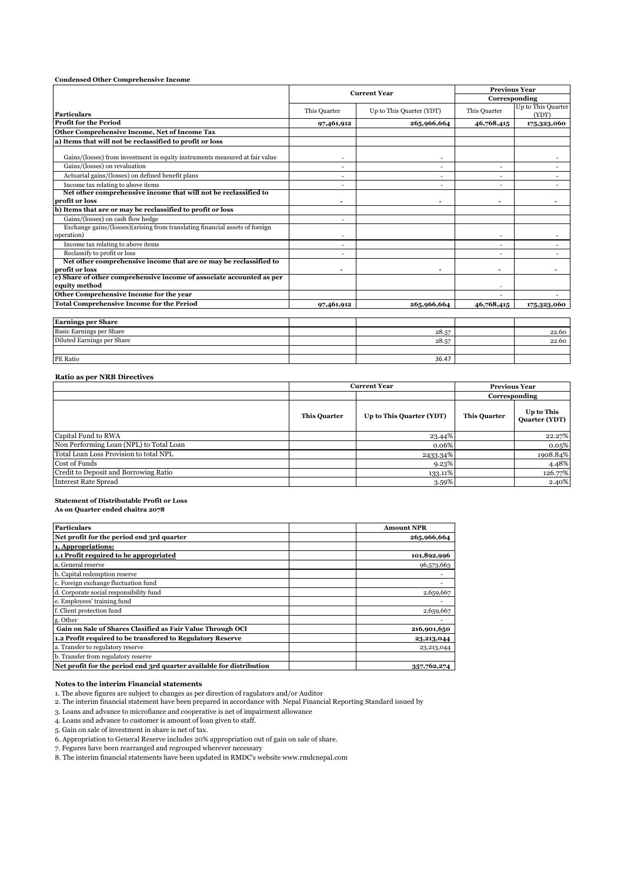**Condensed Other Comprehensive Income**

| Particulars | Current Year | | Previous Year Corresponding | |
|---|---|---|---|---|
| | This Quarter | Up to This Quarter (YDT) | This Quarter | Up to This Quarter (YDT) |
| **Profit for the Period** | **97,461,912** | **265,966,664** | **46,768,415** | **175,323,060** |
| **Other Comprehensive Income, Net of Income Tax** | | | | |
| **a) Items that will not be reclassified to profit or loss** | | | | |
| Gains/(losses) from investment in equity instruments measured at fair value | - | - | | - |
| Gains/(losses) on revaluation | - | - | - | - |
| Actuarial gains/(losses) on defined benefit plans | - | - | - | - |
| Income tax relating to above items | - | - | - | - |
| **Net other comprehensive income that will not be reclassified to profit or loss** | **-** | **-** | **-** | **-** |
| **b) Items that are or may be reclassified to profit or loss** | | | | |
| Gains/(losses) on cash flow hedge | - | | | |
| Exchange gains/(losses)(arising from translating financial assets of foreign operation) | - | | - | - |
| Income tax relating to above items | - | | - | - |
| Reclassify to profit or loss | - | | - | - |
| **Net other comprehensive income that are or may be reclassified to profit or loss** | **-** | **-** | **-** | **-** |
| **c) Share of other comprehensive income of associate accounted as per equity method** | | | - | |
| **Other Comprehensive Income for the year** | | | - | - |
| **Total Comprehensive Income for the Period** | **97,461,912** | **265,966,664** | **46,768,415** | **175,323,060** |

| **Earnings per Share** | | | | |
|---|---|---|---|---|
| Basic Earnings per Share | | 28.57 | | 22.60 |
| Diluted Earnings per Share | | 28.57 | | 22.60 |
| | | | | |
| PE Ratio | | 36.47 | | |

**Ratio as per NRB Directives**

| | Current Year | | Previous Year Corresponding | |
|---|---|---|---|---|
| | **This Quarter** | **Up to This Quarter (YDT)** | **This Quarter** | **Up to This Quarter (YDT)** |
| Capital Fund to RWA | | 23.44% | | 22.27% |
| Non Performing Loan (NPL) to Total Loan | | 0.06% | | 0.05% |
| Total Loan Loss Provision to total NPL | | 2433.34% | | 1908.84% |
| Cost of Funds | | 9.23% | | 4.48% |
| Credit to Deposit and Borrowing Ratio | | 133.11% | | 126.77% |
| Interest Rate Spread | | 3.59% | | 2.40% |

**Statement of Distributable Profit or Loss**
**As on Quarter ended chaitra 2078**

| **Particulars** | **Amount NPR** |
|---|---|
| **Net profit for the period end 3rd quarter** | **265,966,664** |
| **1. Appropriations:** | |
| **1.1 Profit required to be appropriated** | **101,892,996** |
| a. General reserve | 96,573,663 |
| b. Capital redemption reserve | - |
| c. Foreign exchange fluctuation fund | - |
| d. Corporate social responsibility fund | 2,659,667 |
| e. Employees' training fund | - |
| f. Client protection fund | 2,659,667 |
| g. Other | - |
| **Gain on Sale of Shares Clasified as Fair Value Through OCI** | **216,901,650** |
| **1.2 Profit required to be transfered to Regulatory Reserve** | **23,213,044** |
| a. Transfer to regulatory reserve | 23,213,044 |
| b. Transfer from regulatory reserve | |
| **Net profit for the period end 3rd quarter available for distribution** | **357,762,274** |

**Notes to the interim Financial statements**

1. The above figures are subject to changes as per direction of ragulators and/or Auditor
2. The interim financial statement have been prepared in accordance with Nepal Financial Reporting Standard issued by
3. Loans and advance to microfiance and cooperative is net of impairment allowance
4. Loans and advance to customer is amount of loan given to staff.
5. Gain on sale of investment in share is net of tax.
6. Appropriation to General Reserve includes 20% appropriation out of gain on sale of share.
7. Fegures have been rearranged and regrouped wherever necessary
8. The interim financial statements have been updated in RMDC's website www.rmdcnepal.com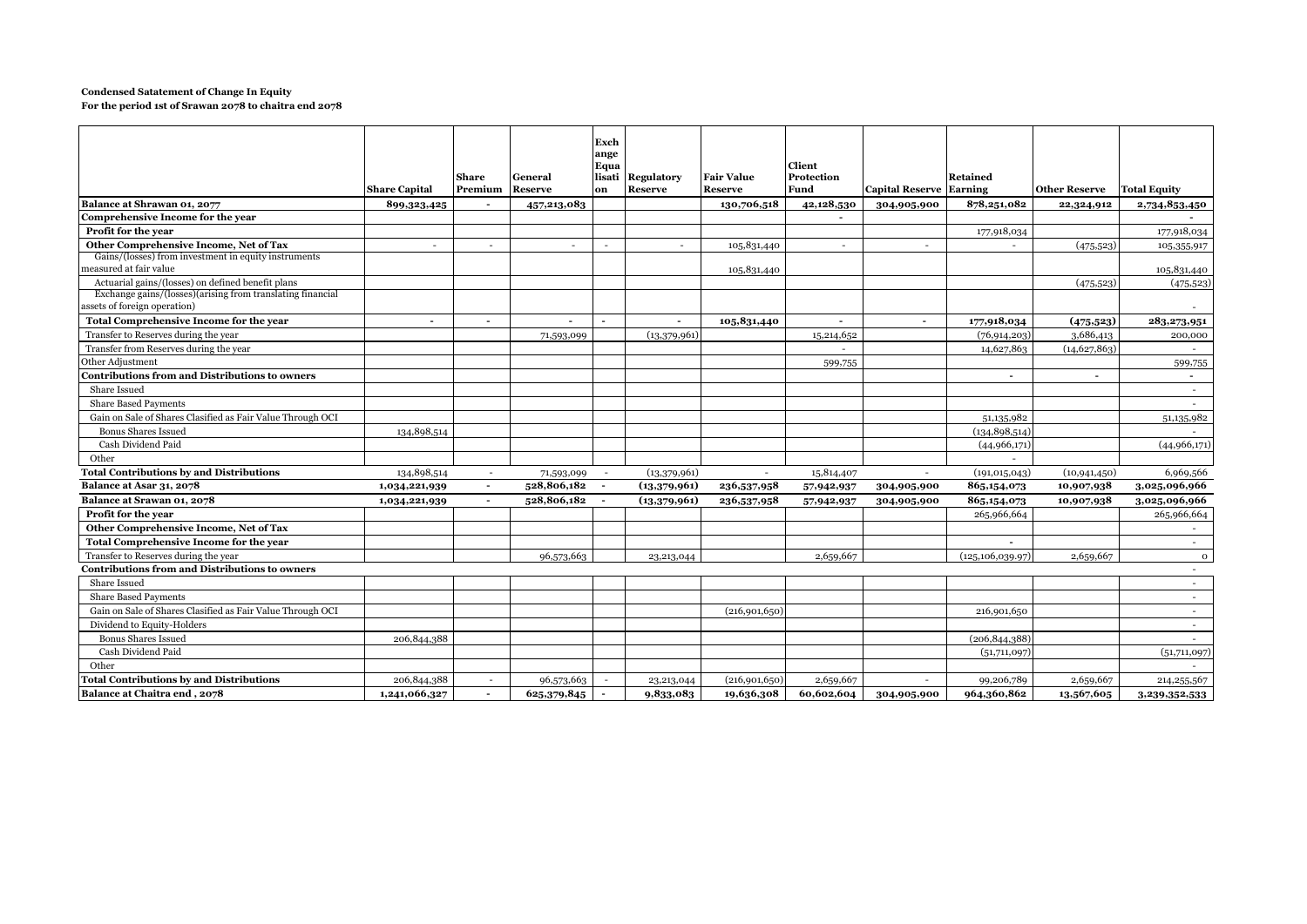**Condensed Satatement of Change In Equity**
**For the period 1st of Srawan 2078 to chaitra end 2078**

| | Share Capital | Share Premium | General Reserve | Exchange Equalisation | Regulatory Reserve | Fair Value Reserve | Client Protection Fund | Capital Reserve | Retained Earning | Other Reserve | Total Equity |
|---|---|---|---|---|---|---|---|---|---|---|---|
| **Balance at Shrawan 01, 2077** | **899,323,425** | **-** | **457,213,083** | | | **130,706,518** | **42,128,530** | **304,905,900** | **878,251,082** | **22,324,912** | **2,734,853,450** |
| **Comprehensive Income for the year** | | | | | | | - | | | | - |
| **Profit for the year** | | | | | | | | | 177,918,034 | | 177,918,034 |
| **Other Comprehensive Income, Net of Tax** | - | - | - | - | - | 105,831,440 | - | - | - | (475,523) | 105,355,917 |
| Gains/(losses) from investment in equity instruments measured at fair value | | | | | | 105,831,440 | | | | | 105,831,440 |
| Actuarial gains/(losses) on defined benefit plans | | | | | | | | | | (475,523) | (475,523) |
| Exchange gains/(losses)(arising from translating financial assets of foreign operation) | | | | | | | | | | | - |
| **Total Comprehensive Income for the year** | **-** | **-** | **-** | **-** | **-** | **105,831,440** | **-** | **-** | **177,918,034** | **(475,523)** | **283,273,951** |
| Transfer to Reserves during the year | | | 71,593,099 | | (13,379,961) | | 15,214,652 | | (76,914,203) | 3,686,413 | 200,000 |
| Transfer from Reserves during the year | | | | | | | - | | 14,627,863 | (14,627,863) | - |
| Other Adjustment | | | | | | | 599,755 | | | | 599,755 |
| **Contributions from and Distributions to owners** | | | | | | | | | - | - | - |
| Share Issued | | | | | | | | | | | - |
| Share Based Payments | | | | | | | | | | | - |
| Gain on Sale of Shares Clasified as Fair Value Through OCI | | | | | | | | | 51,135,982 | | 51,135,982 |
| Bonus Shares Issued | 134,898,514 | | | | | | | | (134,898,514) | | - |
| Cash Dividend Paid | | | | | | | | | (44,966,171) | | (44,966,171) |
| Other | | | | | | | | | - | | |
| **Total Contributions by and Distributions** | 134,898,514 | - | 71,593,099 | - | (13,379,961) | - | 15,814,407 | - | (191,015,043) | (10,941,450) | 6,969,566 |
| **Balance at Asar 31, 2078** | **1,034,221,939** | **-** | **528,806,182** | **-** | **(13,379,961)** | **236,537,958** | **57,942,937** | **304,905,900** | **865,154,073** | **10,907,938** | **3,025,096,966** |
| **Balance at Srawan 01, 2078** | **1,034,221,939** | **-** | **528,806,182** | **-** | **(13,379,961)** | **236,537,958** | **57,942,937** | **304,905,900** | **865,154,073** | **10,907,938** | **3,025,096,966** |
| **Profit for the year** | | | | | | | | | 265,966,664 | | 265,966,664 |
| **Other Comprehensive Income, Net of Tax** | | | | | | | | | | | - |
| **Total Comprehensive Income for the year** | | | | | | | | | - | | - |
| Transfer to Reserves during the year | | | 96,573,663 | | 23,213,044 | | 2,659,667 | | (125,106,039.97) | 2,659,667 | 0 |
| **Contributions from and Distributions to owners** | | | | | | | | | | | - |
| Share Issued | | | | | | | | | | | - |
| Share Based Payments | | | | | | | | | | | - |
| Gain on Sale of Shares Clasified as Fair Value Through OCI | | | | | | (216,901,650) | | | 216,901,650 | | - |
| Dividend to Equity-Holders | | | | | | | | | | | - |
| Bonus Shares Issued | 206,844,388 | | | | | | | | (206,844,388) | | - |
| Cash Dividend Paid | | | | | | | | | (51,711,097) | | (51,711,097) |
| Other | | | | | | | | | | | - |
| **Total Contributions by and Distributions** | 206,844,388 | - | 96,573,663 | - | 23,213,044 | (216,901,650) | 2,659,667 | - | 99,206,789 | 2,659,667 | 214,255,567 |
| **Balance at Chaitra end , 2078** | **1,241,066,327** | **-** | **625,379,845** | **-** | **9,833,083** | **19,636,308** | **60,602,604** | **304,905,900** | **964,360,862** | **13,567,605** | **3,239,352,533** |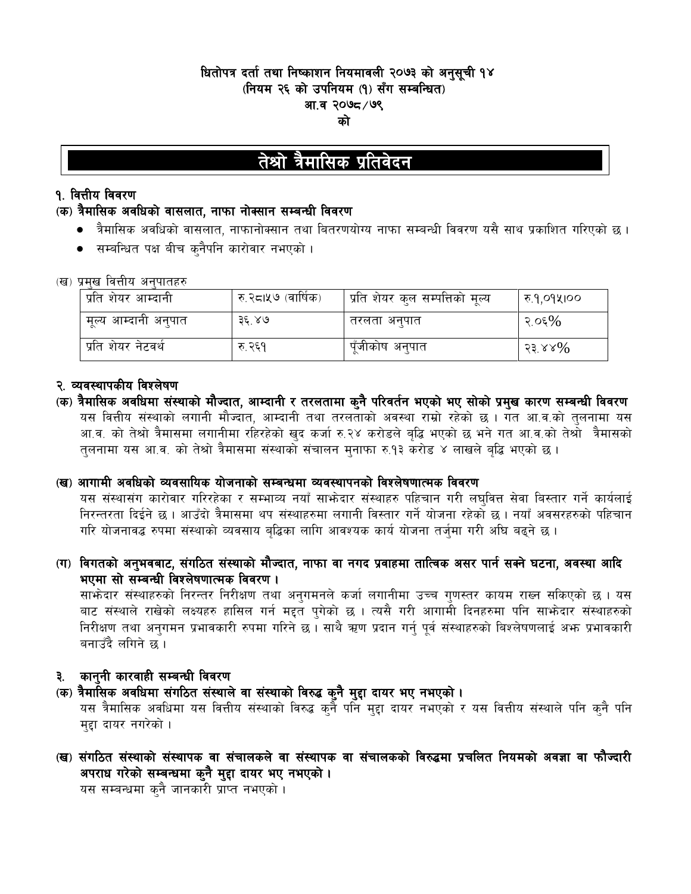**धितोपत्र दर्ता तथा निष्काशन नियमावली २०७३ को अनुसूची १४**
**(नियम २६ को उपनियम (१) सँग सम्बन्धित)**
**आ.व २०७८/७९**
**को**

# तेश्रो त्रैमासिक प्रतिवेदन

## १. वित्तीय विवरण

### (क) त्रैमासिक अवधिको वासलात, नाफा नोक्सान सम्बन्धी विवरण

- त्रैमासिक अवधिको वासलात, नाफानोक्सान तथा बितरणयोग्य नाफा सम्बन्धी विवरण यसै साथ प्रकाशित गरिएको छ ।
- सम्बन्धित पक्ष बीच कुनैपनि कारोवार नभएको ।

(ख) प्रमुख वित्तीय अनुपातहरु

| प्रति शेयर आम्दानी | रु.२८।५७ (वार्षिक) | प्रति शेयर कुल सम्पत्तिको मूल्य | रु.१,०१५।०० |
|---|---|---|---|
| मूल्य आम्दानी अनुपात | ३६.४७ | तरलता अनुपात | २.०६% |
| प्रति शेयर नेटवर्थ | रु.२६१ | पूँजीकोष अनुपात | २३.४४% |

## २. व्यवस्थापकीय विश्लेषण

### (क) त्रैमासिक अवधिमा संस्थाको मौज्दात, आम्दानी र तरलतामा कुनै परिवर्तन भएको भए सोको प्रमुख कारण सम्बन्धी विवरण

यस वित्तीय संस्थाको लगानी मौज्दात, आम्दानी तथा तरलताको अवस्था राम्रो रहेको छ । गत आ.व.को तुलनामा यस आ.व. को तेश्रो त्रैमासमा लगानीमा रहिरहेको खुद कर्जा रु.२४ करोडले बृद्धि भएको छ भने गत आ.व.को तेश्रो त्रैमासको तुलनामा यस आ.व. को तेश्रो त्रैमासमा संस्थाको संचालन मुनाफा रु.१३ करोड ४ लाखले बृद्धि भएको छ ।

### (ख) आगामी अवधिको व्यवसायिक योजनाको सम्बन्धमा व्यवस्थापनको विश्लेषणात्मक विवरण

यस संस्थासंग कारोवार गरिरहेका र सम्भाव्य नयाँ साझेदार संस्थाहरु पहिचान गरी लघुवित्त सेवा बिस्तार गर्ने कार्यलाई निरन्तरता दिईने छ । आउँदो त्रैमासमा थप संस्थाहरुमा लगानी विस्तार गर्ने योजना रहेको छ । नयाँ अवसरहरुको पहिचान गरि योजनावद्ध रुपमा संस्थाको व्यवसाय बृद्धिका लागि आवश्यक कार्य योजना तर्जुमा गरी अघि बढ्ने छ ।

### (ग) विगतको अनुभवबाट, संगठित संस्थाको मौज्दात, नाफा वा नगद प्रवाहमा तात्विक असर पार्न सक्ने घटना, अवस्था आदि भएमा सो सम्बन्धी विश्लेषणात्मक विवरण ।

साझेदार संस्थाहरुको निरन्तर निरीक्षण तथा अनुगमनले कर्जा लगानीमा उच्च गुणस्तर कायम राख्न सकिएको छ । यस बाट संस्थाले राखेको लक्ष्यहरु हासिल गर्न मद्दत पुगेको छ । त्यसै गरी आगामी दिनहरुमा पनि साझेदार संस्थाहरुको निरीक्षण तथा अनुगमन प्रभावकारी रुपमा गरिने छ । साथै ऋण प्रदान गर्नु पूर्व संस्थाहरुको बिश्लेषणलाई अझ प्रभावकारी बनाउँदै लगिने छ ।

## ३. कानुनी कारवाही सम्बन्धी विवरण

### (क) त्रैमासिक अवधिमा संगठित संस्थाले वा संस्थाको विरुद्ध कुनै मुद्दा दायर भए नभएको ।

यस त्रैमासिक अवधिमा यस वित्तीय संस्थाको विरुद्ध कुनै पनि मुद्दा दायर नभएको र यस वित्तीय संस्थाले पनि कुनै पनि मुद्दा दायर नगरेको ।

### (ख) संगठित संस्थाको संस्थापक वा संचालकले वा संस्थापक वा संचालकको विरुद्धमा प्रचलित नियमको अवज्ञा वा फौज्दारी अपराध गरेको सम्बन्धमा कुनै मुद्दा दायर भए नभएको ।

यस सम्बन्धमा कुनै जानकारी प्राप्त नभएको ।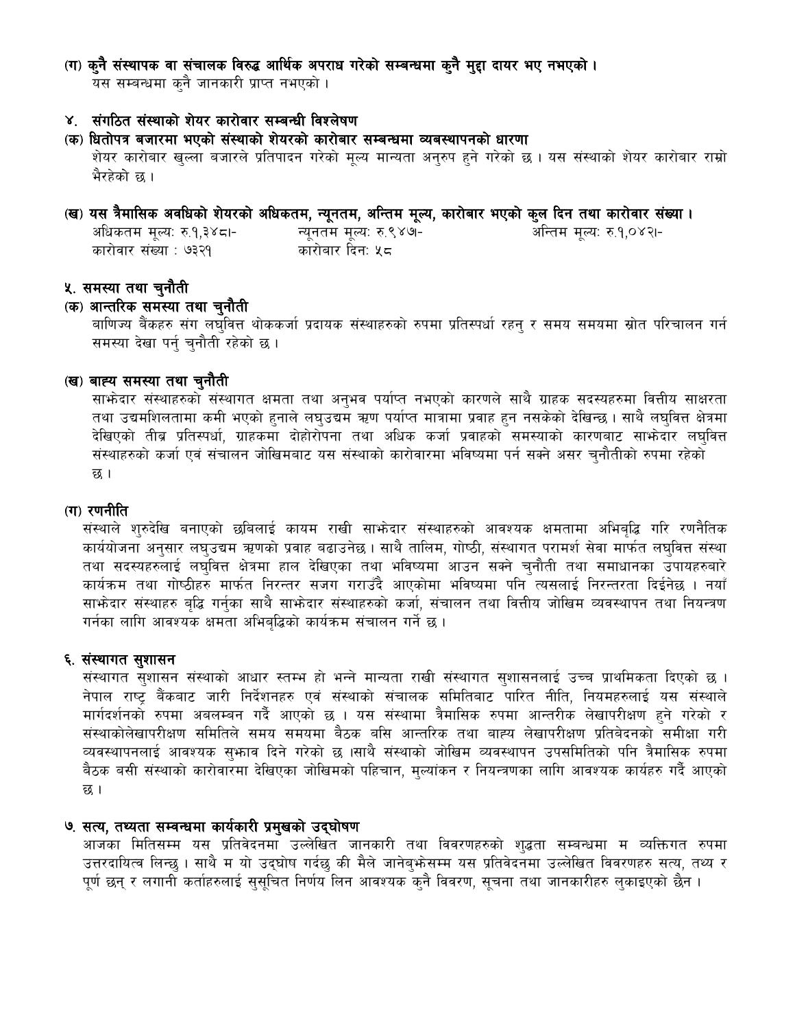**(ग) कुनै संस्थापक वा संचालक विरुद्ध आर्थिक अपराध गरेको सम्बन्धमा कुनै मुद्दा दायर भए नभएको ।**

यस सम्बन्धमा कुनै जानकारी प्राप्त नभएको ।

## ४. संगठित संस्थाको शेयर कारोवार सम्बन्धी विश्लेषण

**(क) धितोपत्र बजारमा भएको संस्थाको शेयरको कारोबार सम्बन्धमा व्यवस्थापनको धारणा**

शेयर कारोबार खुल्ला बजारले प्रतिपादन गरेको मूल्य मान्यता अनुरुप हुने गरेको छ । यस संस्थाको शेयर कारोबार राम्रो भैरहेको छ ।

**(ख) यस त्रैमासिक अवधिको शेयरको अधिकतम, न्यूनतम, अन्तिम मूल्य, कारोबार भएको कुल दिन तथा कारोवार संख्या ।**

| | | |
|---|---|---|
| अधिकतम मूल्यः रु.१,३४८।- | न्यूनतम मूल्यः रु.९४७।- | अन्तिम मूल्यः रु.१,०४२।- |
| कारोवार संख्या : ७३२१ | कारोबार दिनः ५८ | |

## ५. समस्या तथा चुनौती

**(क) आन्तरिक समस्या तथा चुनौती**

वाणिज्य बैंकहरु संग लघुवित्त थोककर्जा प्रदायक संस्थाहरुको रुपमा प्रतिस्पर्धा रहनु र समय समयमा स्रोत परिचालन गर्न समस्या देखा पर्नु चुनौती रहेको छ ।

**(ख) बाह्य समस्या तथा चुनौती**

साझेदार संस्थाहरुको संस्थागत क्षमता तथा अनुभव पर्याप्त नभएको कारणले साथै ग्राहक सदस्यहरुमा वित्तीय साक्षरता तथा उद्यमशिलतामा कमी भएको हुनाले लघुउद्यम ऋण पर्याप्त मात्रामा प्रवाह हुन नसकेको देखिन्छ । साथै लघुवित्त क्षेत्रमा देखिएको तीव्र प्रतिस्पर्धा, ग्राहकमा दोहोरोपना तथा अधिक कर्जा प्रवाहको समस्याको कारणबाट साझेदार लघुवित्त संस्थाहरुको कर्जा एवं संचालन जोखिमबाट यस संस्थाको कारोवारमा भविष्यमा पर्न सक्ने असर चुनौतीको रुपमा रहेको छ ।

**(ग) रणनीति**

संस्थाले शुरुदेखि बनाएको छविलाई कायम राखी साझेदार संस्थाहरुको आवश्यक क्षमतामा अभिबृद्धि गरि रणनैतिक कार्ययोजना अनुसार लघुउद्यम ऋणको प्रवाह बढाउनेछ । साथै तालिम, गोष्ठी, संस्थागत परामर्श सेवा मार्फत लघुवित्त संस्था तथा सदस्यहरुलाई लघुवित्त क्षेत्रमा हाल देखिएका तथा भविष्यमा आउन सक्ने चुनौती तथा समाधानका उपायहरुबारे कार्यक्रम तथा गोष्ठीहरु मार्फत निरन्तर सजग गराउँदै आएकोमा भविष्यमा पनि त्यसलाई निरन्तरता दिईनेछ । नयाँ साझेदार संस्थाहरु बृद्धि गर्नुका साथै साझेदार संस्थाहरुको कर्जा, संचालन तथा वित्तीय जोखिम व्यवस्थापन तथा नियन्त्रण गर्नका लागि आवश्यक क्षमता अभिबृद्धिको कार्यक्रम संचालन गर्ने छ ।

## ६. संस्थागत सुशासन

संस्थागत सुशासन संस्थाको आधार स्तम्भ हो भन्ने मान्यता राखी संस्थागत सुशासनलाई उच्च प्राथमिकता दिएको छ । नेपाल राष्ट्र बैंकबाट जारी निर्देशनहरु एवं संस्थाको संचालक समितिबाट पारित नीति, नियमहरुलाई यस संस्थाले मार्गदर्शनको रुपमा अबलम्बन गर्दै आएको छ । यस संस्थामा त्रैमासिक रुपमा आन्तरीक लेखापरीक्षण हुने गरेको र संस्थाकोलेखापरीक्षण समितिले समय समयमा बैठक बसि आन्तरिक तथा बाह्य लेखापरीक्षण प्रतिबेदनको समीक्षा गरी व्यवस्थापनलाई आवश्यक सुझाव दिने गरेको छ ।साथै संस्थाको जोखिम व्यवस्थापन उपसमितिको पनि त्रैमासिक रुपमा बैठक बसी संस्थाको कारोवारमा देखिएका जोखिमको पहिचान, मुल्यांकन र नियन्त्रणका लागि आवश्यक कार्यहरु गर्दै आएको छ ।

## ७. सत्य, तथ्यता सम्वन्धमा कार्यकारी प्रमुखको उद्घोषण

आजका मितिसम्म यस प्रतिवेदनमा उल्लेखित जानकारी तथा विवरणहरुको शुद्धता सम्बन्धमा म व्यक्तिगत रुपमा उत्तरदायित्व लिन्छु । साथै म यो उद्घोष गर्दछु की मैले जानेबुझेसम्म यस प्रतिवेदनमा उल्लेखित विवरणहरु सत्य, तथ्य र पूर्ण छन् र लगानी कर्ताहरुलाई सुसूचित निर्णय लिन आवश्यक कुनै विवरण, सूचना तथा जानकारीहरु लुकाइएको छैन ।